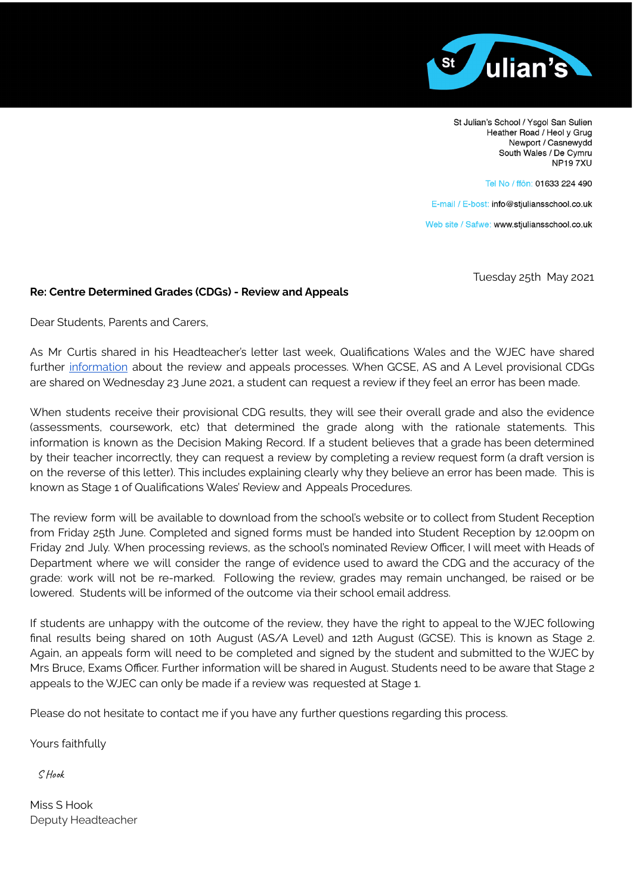St Julian's

St Julian's School / Ysgol San Sulien
Heather Road / Heol y Grug
Newport / Casnewydd
South Wales / De Cymru
NP19 7XU

Tel No / ffôn: 01633 224 490

E-mail / E-bost: info@stjuliansschool.co.uk

Web site / Safwe: www.stjuliansschool.co.uk

Tuesday 25th May 2021

**Re: Centre Determined Grades (CDGs) - Review and Appeals**

Dear Students, Parents and Carers,

As Mr Curtis shared in his Headteacher's letter last week, Qualifications Wales and the WJEC have shared further information about the review and appeals processes. When GCSE, AS and A Level provisional CDGs are shared on Wednesday 23 June 2021, a student can request a review if they feel an error has been made.

When students receive their provisional CDG results, they will see their overall grade and also the evidence (assessments, coursework, etc) that determined the grade along with the rationale statements. This information is known as the Decision Making Record. If a student believes that a grade has been determined by their teacher incorrectly, they can request a review by completing a review request form (a draft version is on the reverse of this letter). This includes explaining clearly why they believe an error has been made. This is known as Stage 1 of Qualifications Wales' Review and Appeals Procedures.

The review form will be available to download from the school's website or to collect from Student Reception from Friday 25th June. Completed and signed forms must be handed into Student Reception by 12.00pm on Friday 2nd July. When processing reviews, as the school's nominated Review Officer, I will meet with Heads of Department where we will consider the range of evidence used to award the CDG and the accuracy of the grade: work will not be re-marked. Following the review, grades may remain unchanged, be raised or be lowered. Students will be informed of the outcome via their school email address.

If students are unhappy with the outcome of the review, they have the right to appeal to the WJEC following final results being shared on 10th August (AS/A Level) and 12th August (GCSE). This is known as Stage 2. Again, an appeals form will need to be completed and signed by the student and submitted to the WJEC by Mrs Bruce, Exams Officer. Further information will be shared in August. Students need to be aware that Stage 2 appeals to the WJEC can only be made if a review was requested at Stage 1.

Please do not hesitate to contact me if you have any further questions regarding this process.

Yours faithfully

S Hook

Miss S Hook
Deputy Headteacher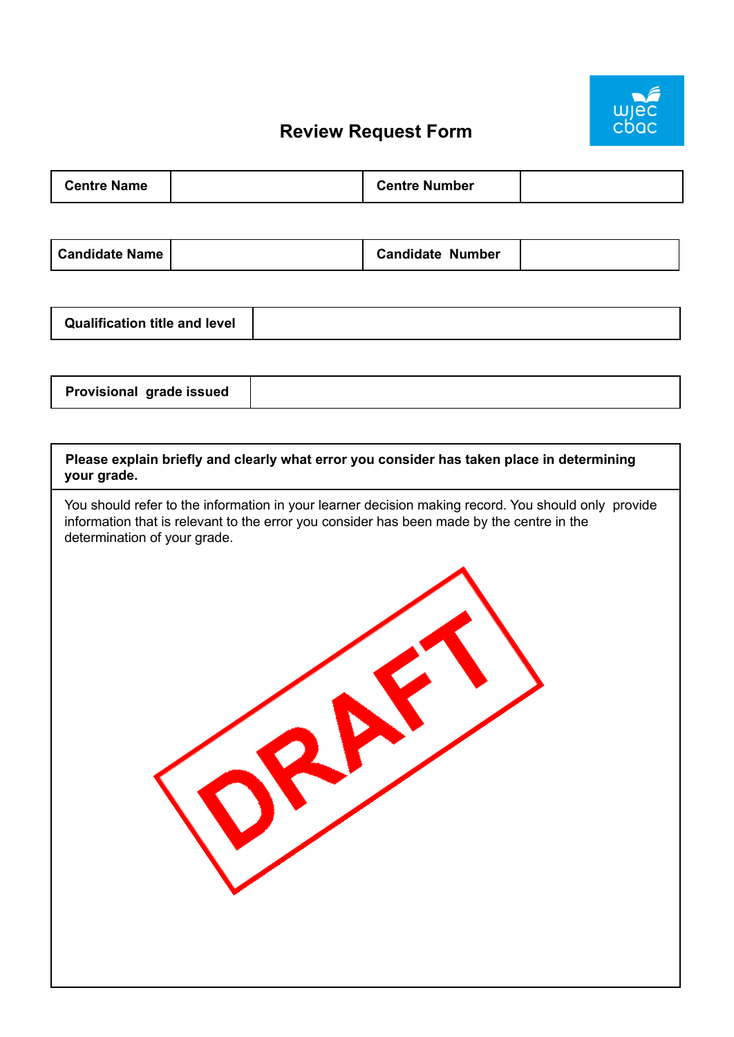# Review Request Form

| Centre Name | | Centre Number | |
|---|---|---|---|

| Candidate Name | | Candidate Number | |
|---|---|---|---|

| Qualification title and level | |
|---|---|

| Provisional grade issued | |
|---|---|

| **Please explain briefly and clearly what error you consider has taken place in determining your grade.** |
|---|
| You should refer to the information in your learner decision making record. You should only provide information that is relevant to the error you consider has been made by the centre in the determination of your grade. |

DRAFT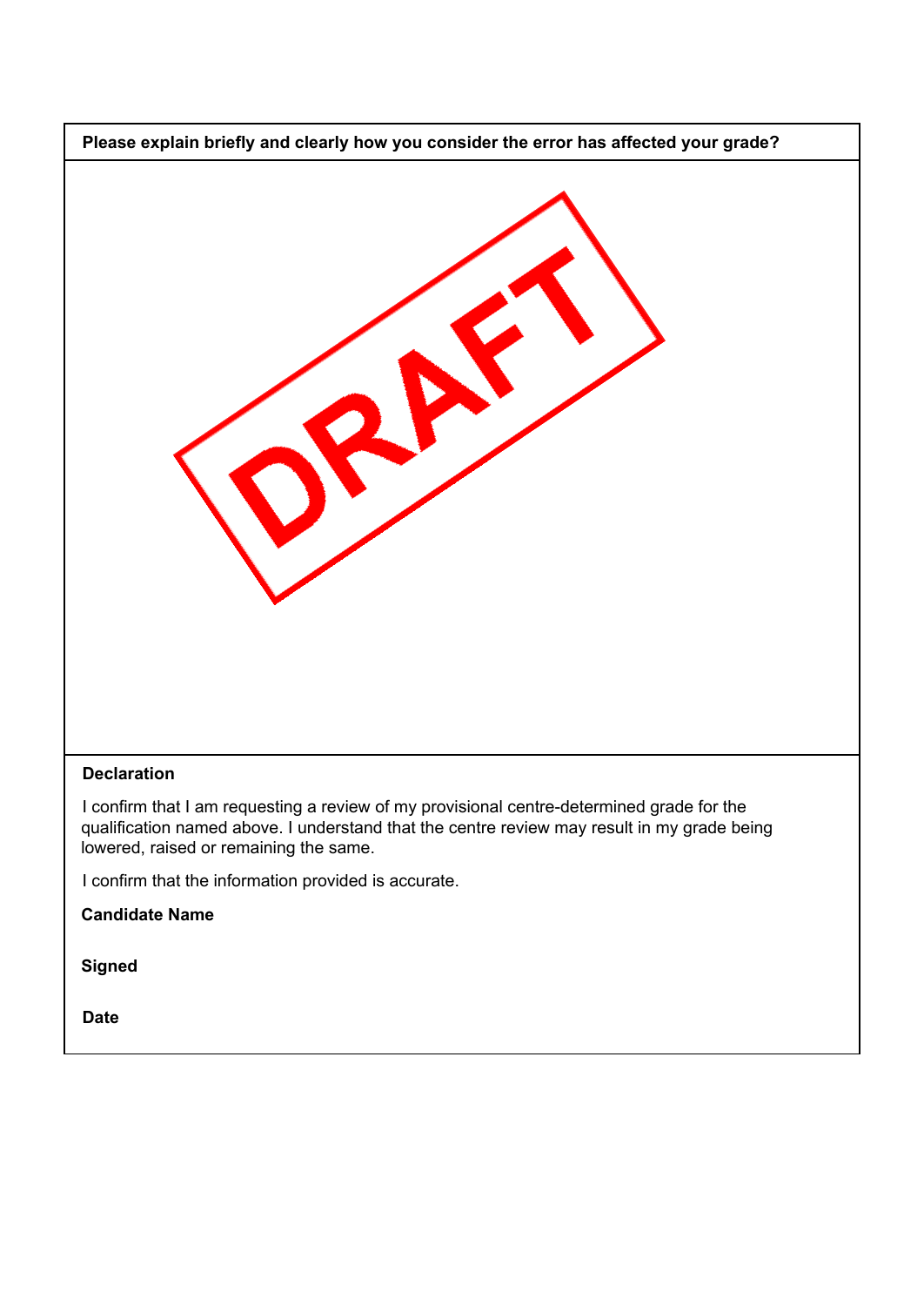**Please explain briefly and clearly how you consider the error has affected your grade?**

DRAFT

**Declaration**

I confirm that I am requesting a review of my provisional centre-determined grade for the qualification named above. I understand that the centre review may result in my grade being lowered, raised or remaining the same.

I confirm that the information provided is accurate.

**Candidate Name**

**Signed**

**Date**